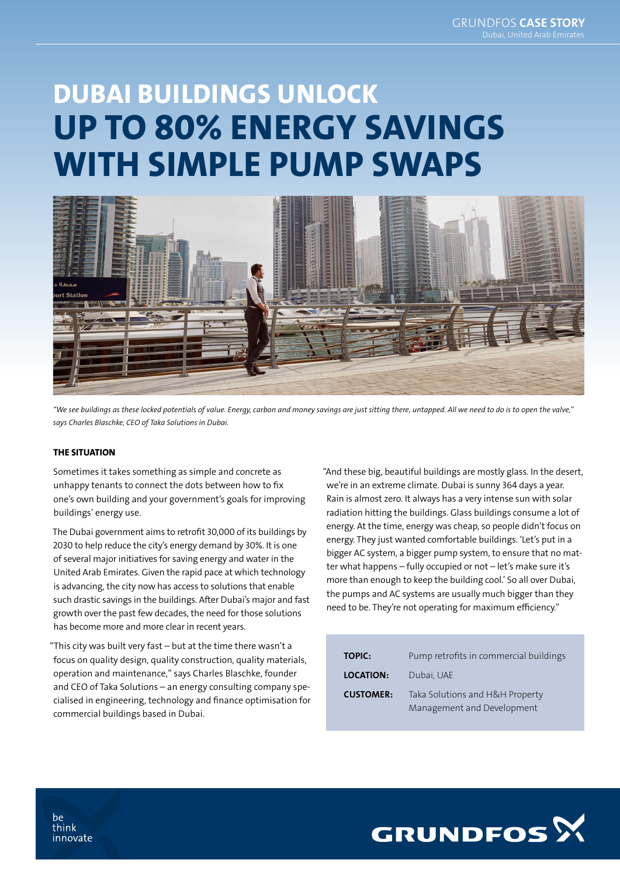GRUNDFOS **CASE STORY**
Dubai, United Arab Emirates

# DUBAI BUILDINGS UNLOCK UP TO 80% ENERGY SAVINGS WITH SIMPLE PUMP SWAPS

*"We see buildings as these locked potentials of value. Energy, carbon and money savings are just sitting there, untapped. All we need to do is to open the valve," says Charles Blaschke, CEO of Taka Solutions in Dubai.*

## THE SITUATION

Sometimes it takes something as simple and concrete as unhappy tenants to connect the dots between how to fix one's own building and your government's goals for improving buildings' energy use.

The Dubai government aims to retrofit 30,000 of its buildings by 2030 to help reduce the city's energy demand by 30%. It is one of several major initiatives for saving energy and water in the United Arab Emirates. Given the rapid pace at which technology is advancing, the city now has access to solutions that enable such drastic savings in the buildings. After Dubai's major and fast growth over the past few decades, the need for those solutions has become more and more clear in recent years.

"This city was built very fast – but at the time there wasn't a focus on quality design, quality construction, quality materials, operation and maintenance," says Charles Blaschke, founder and CEO of Taka Solutions – an energy consulting company specialised in engineering, technology and finance optimisation for commercial buildings based in Dubai.

"And these big, beautiful buildings are mostly glass. In the desert, we're in an extreme climate. Dubai is sunny 364 days a year. Rain is almost zero. It always has a very intense sun with solar radiation hitting the buildings. Glass buildings consume a lot of energy. At the time, energy was cheap, so people didn't focus on energy. They just wanted comfortable buildings. 'Let's put in a bigger AC system, a bigger pump system, to ensure that no matter what happens – fully occupied or not – let's make sure it's more than enough to keep the building cool.' So all over Dubai, the pumps and AC systems are usually much bigger than they need to be. They're not operating for maximum efficiency."

| | |
|---|---|
| **TOPIC:** | Pump retrofits in commercial buildings |
| **LOCATION:** | Dubai, UAE |
| **CUSTOMER:** | Taka Solutions and H&H Property Management and Development |

be
think
innovate

GRUNDFOS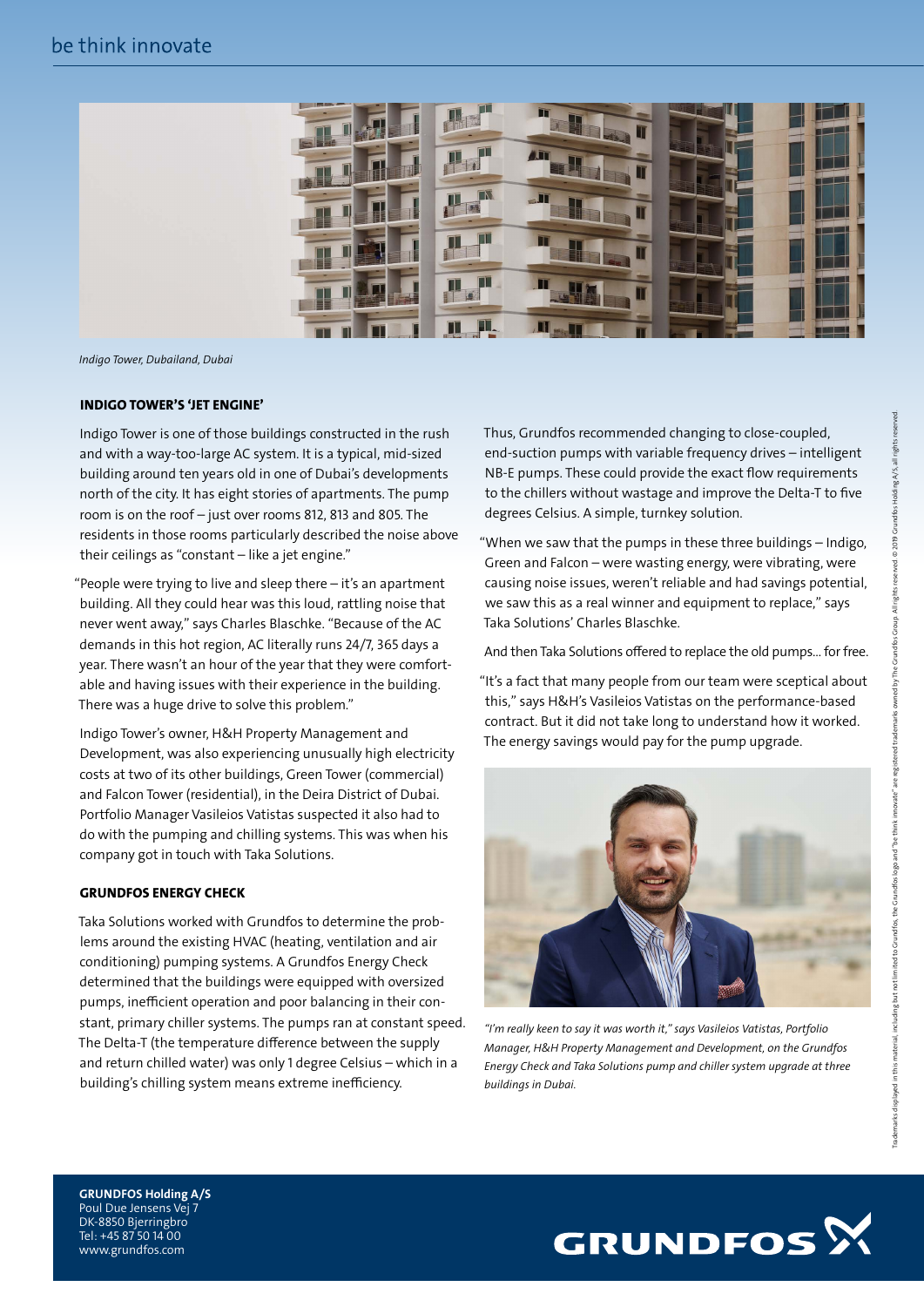*Indigo Tower, Dubailand, Dubai*

## INDIGO TOWER'S 'JET ENGINE'

Indigo Tower is one of those buildings constructed in the rush and with a way-too-large AC system. It is a typical, mid-sized building around ten years old in one of Dubai's developments north of the city. It has eight stories of apartments. The pump room is on the roof – just over rooms 812, 813 and 805. The residents in those rooms particularly described the noise above their ceilings as "constant – like a jet engine."

"People were trying to live and sleep there – it's an apartment building. All they could hear was this loud, rattling noise that never went away," says Charles Blaschke. "Because of the AC demands in this hot region, AC literally runs 24/7, 365 days a year. There wasn't an hour of the year that they were comfortable and having issues with their experience in the building. There was a huge drive to solve this problem."

Indigo Tower's owner, H&H Property Management and Development, was also experiencing unusually high electricity costs at two of its other buildings, Green Tower (commercial) and Falcon Tower (residential), in the Deira District of Dubai. Portfolio Manager Vasileios Vatistas suspected it also had to do with the pumping and chilling systems. This was when his company got in touch with Taka Solutions.

## GRUNDFOS ENERGY CHECK

Taka Solutions worked with Grundfos to determine the problems around the existing HVAC (heating, ventilation and air conditioning) pumping systems. A Grundfos Energy Check determined that the buildings were equipped with oversized pumps, inefficient operation and poor balancing in their constant, primary chiller systems. The pumps ran at constant speed. The Delta-T (the temperature difference between the supply and return chilled water) was only 1 degree Celsius – which in a building's chilling system means extreme inefficiency.

Thus, Grundfos recommended changing to close-coupled, end-suction pumps with variable frequency drives – intelligent NB-E pumps. These could provide the exact flow requirements to the chillers without wastage and improve the Delta-T to five degrees Celsius. A simple, turnkey solution.

"When we saw that the pumps in these three buildings – Indigo, Green and Falcon – were wasting energy, were vibrating, were causing noise issues, weren't reliable and had savings potential, we saw this as a real winner and equipment to replace," says Taka Solutions' Charles Blaschke.

And then Taka Solutions offered to replace the old pumps... for free.

"It's a fact that many people from our team were sceptical about this," says H&H's Vasileios Vatistas on the performance-based contract. But it did not take long to understand how it worked. The energy savings would pay for the pump upgrade.

*"I'm really keen to say it was worth it," says Vasileios Vatistas, Portfolio Manager, H&H Property Management and Development, on the Grundfos Energy Check and Taka Solutions pump and chiller system upgrade at three buildings in Dubai.*

**GRUNDFOS Holding A/S**
Poul Due Jensens Vej 7
DK-8850 Bjerringbro
Tel: +45 87 50 14 00
www.grundfos.com

Trademarks displayed in this material, including but not limited to Grundfos, the Grundfos logo and "be think innovate" are registered trademarks owned by The Grundfos Group. All rights reserved. © 2019 Grundfos Holding A/S, all rights reserved.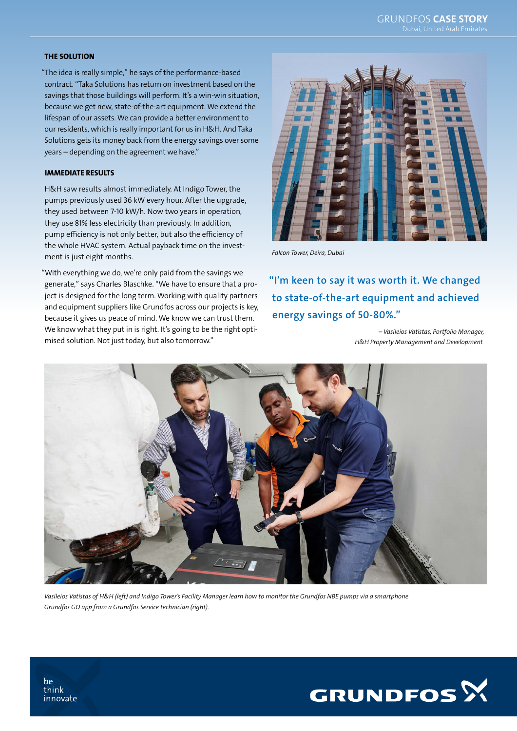### THE SOLUTION

"The idea is really simple," he says of the performance-based contract. "Taka Solutions has return on investment based on the savings that those buildings will perform. It's a win-win situation, because we get new, state-of-the-art equipment. We extend the lifespan of our assets. We can provide a better environment to our residents, which is really important for us in H&H. And Taka Solutions gets its money back from the energy savings over some years – depending on the agreement we have."

### IMMEDIATE RESULTS

H&H saw results almost immediately. At Indigo Tower, the pumps previously used 36 kW every hour. After the upgrade, they used between 7-10 kW/h. Now two years in operation, they use 81% less electricity than previously. In addition, pump efficiency is not only better, but also the efficiency of the whole HVAC system. Actual payback time on the investment is just eight months.

"With everything we do, we're only paid from the savings we generate," says Charles Blaschke. "We have to ensure that a project is designed for the long term. Working with quality partners and equipment suppliers like Grundfos across our projects is key, because it gives us peace of mind. We know we can trust them. We know what they put in is right. It's going to be the right optimised solution. Not just today, but also tomorrow."

*Falcon Tower, Deira, Dubai*

> "I'm keen to say it was worth it. We changed to state-of-the-art equipment and achieved energy savings of 50-80%."
>
> *– Vasileios Vatistas, Portfolio Manager, H&H Property Management and Development*

*Vasileios Vatistas of H&H (left) and Indigo Tower's Facility Manager learn how to monitor the Grundfos NBE pumps via a smartphone Grundfos GO app from a Grundfos Service technician (right).*

be
think
innovate

GRUNDFOS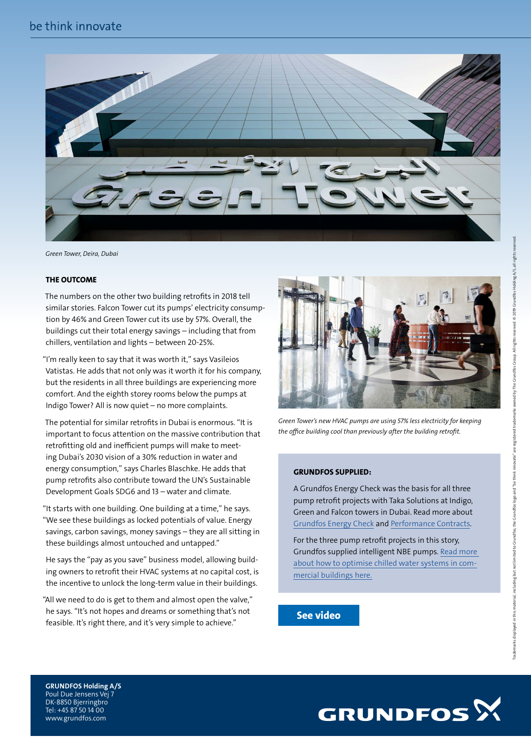*Green Tower, Deira, Dubai*

### THE OUTCOME

The numbers on the other two building retrofits in 2018 tell similar stories. Falcon Tower cut its pumps' electricity consumption by 46% and Green Tower cut its use by 57%. Overall, the buildings cut their total energy savings – including that from chillers, ventilation and lights – between 20-25%.

"I'm really keen to say that it was worth it," says Vasileios Vatistas. He adds that not only was it worth it for his company, but the residents in all three buildings are experiencing more comfort. And the eighth storey rooms below the pumps at Indigo Tower? All is now quiet – no more complaints.

The potential for similar retrofits in Dubai is enormous. "It is important to focus attention on the massive contribution that retrofitting old and inefficient pumps will make to meeting Dubai's 2030 vision of a 30% reduction in water and energy consumption," says Charles Blaschke. He adds that pump retrofits also contribute toward the UN's Sustainable Development Goals SDG6 and 13 – water and climate.

"It starts with one building. One building at a time," he says. "We see these buildings as locked potentials of value. Energy savings, carbon savings, money savings – they are all sitting in these buildings almost untouched and untapped."

He says the "pay as you save" business model, allowing building owners to retrofit their HVAC systems at no capital cost, is the incentive to unlock the long-term value in their buildings.

"All we need to do is get to them and almost open the valve," he says. "It's not hopes and dreams or something that's not feasible. It's right there, and it's very simple to achieve."

*Green Tower's new HVAC pumps are using 57% less electricity for keeping the office building cool than previously after the building retrofit.*

**GRUNDFOS SUPPLIED:**

A Grundfos Energy Check was the basis for all three pump retrofit projects with Taka Solutions at Indigo, Green and Falcon towers in Dubai. Read more about Grundfos Energy Check and Performance Contracts.

For the three pump retrofit projects in this story, Grundfos supplied intelligent NBE pumps. Read more about how to optimise chilled water systems in commercial buildings here.

**See video**

**GRUNDFOS Holding A/S**
Poul Due Jensens Vej 7
DK-8850 Bjerringbro
Tel: +45 87 50 14 00
www.grundfos.com

Trademarks displayed in this material, including but not limited to Grundfos, the Grundfos logo and "be think innovate" are registered trademarks owned by The Grundfos Group. All rights reserved. © 2019 Grundfos Holding A/S, all rights reserved.